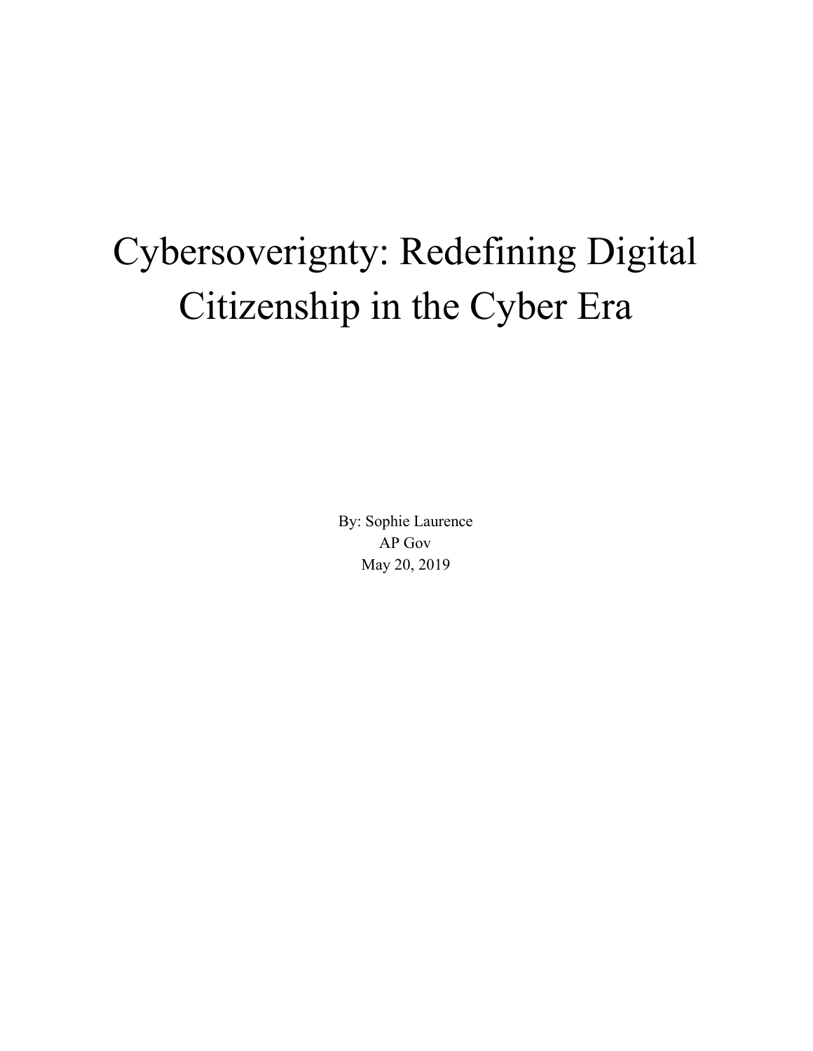# Cybersoverignty: Redefining Digital Citizenship in the Cyber Era

By: Sophie Laurence
AP Gov
May 20, 2019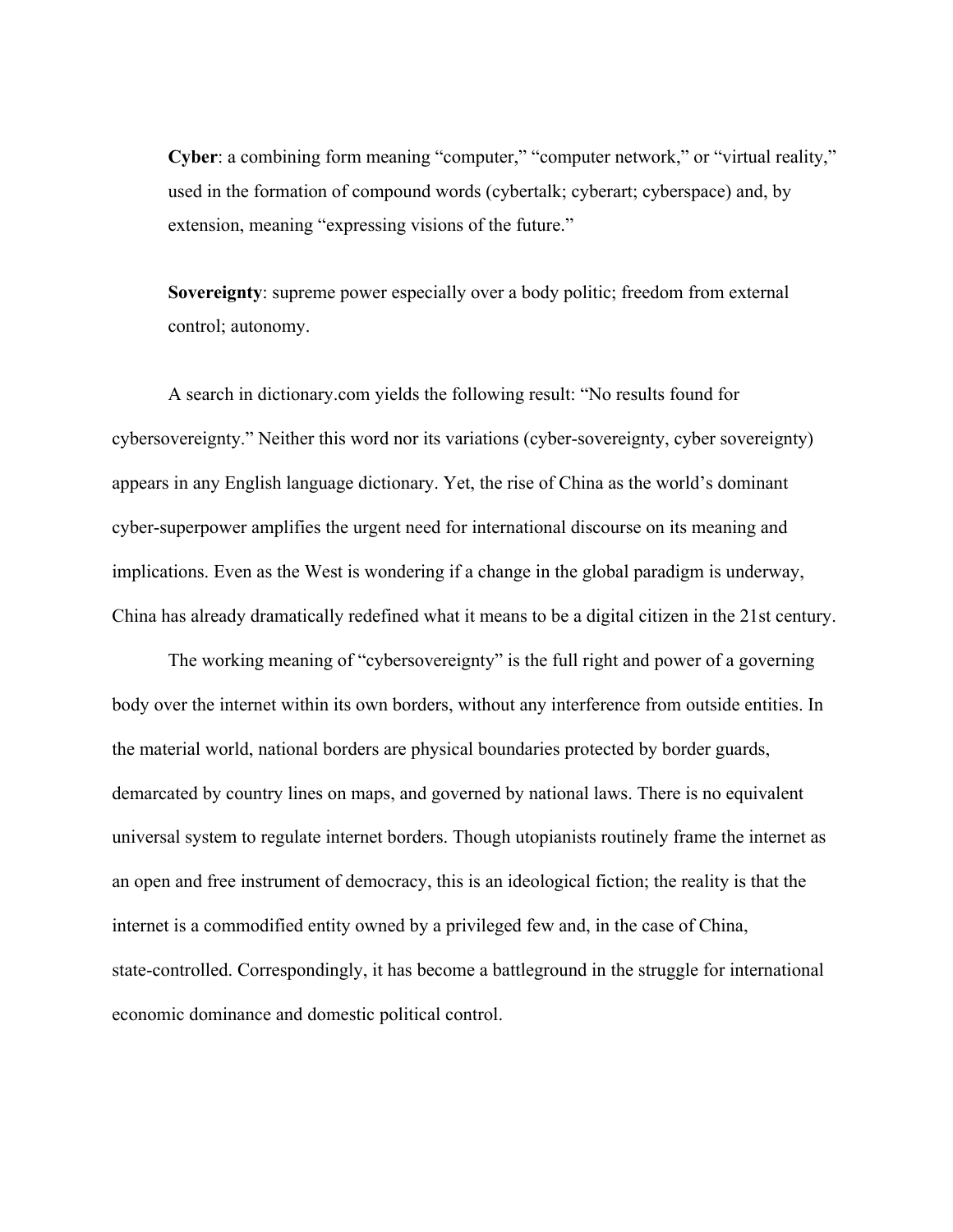**Cyber**: a combining form meaning "computer," "computer network," or "virtual reality," used in the formation of compound words (cybertalk; cyberart; cyberspace) and, by extension, meaning "expressing visions of the future."

**Sovereignty**: supreme power especially over a body politic; freedom from external control; autonomy.

A search in dictionary.com yields the following result: "No results found for cybersovereignty." Neither this word nor its variations (cyber-sovereignty, cyber sovereignty) appears in any English language dictionary. Yet, the rise of China as the world's dominant cyber-superpower amplifies the urgent need for international discourse on its meaning and implications. Even as the West is wondering if a change in the global paradigm is underway, China has already dramatically redefined what it means to be a digital citizen in the 21st century.

The working meaning of "cybersovereignty" is the full right and power of a governing body over the internet within its own borders, without any interference from outside entities. In the material world, national borders are physical boundaries protected by border guards, demarcated by country lines on maps, and governed by national laws. There is no equivalent universal system to regulate internet borders. Though utopianists routinely frame the internet as an open and free instrument of democracy, this is an ideological fiction; the reality is that the internet is a commodified entity owned by a privileged few and, in the case of China, state-controlled. Correspondingly, it has become a battleground in the struggle for international economic dominance and domestic political control.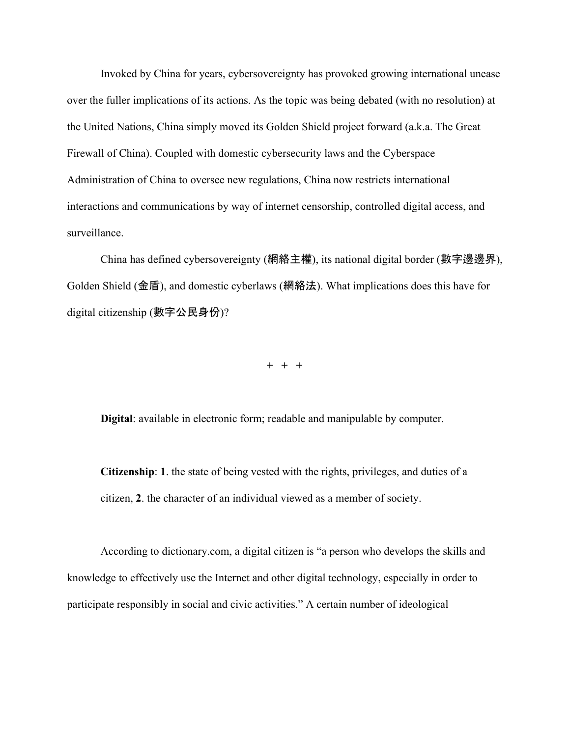Invoked by China for years, cybersovereignty has provoked growing international unease over the fuller implications of its actions. As the topic was being debated (with no resolution) at the United Nations, China simply moved its Golden Shield project forward (a.k.a. The Great Firewall of China). Coupled with domestic cybersecurity laws and the Cyberspace Administration of China to oversee new regulations, China now restricts international interactions and communications by way of internet censorship, controlled digital access, and surveillance.

China has defined cybersovereignty (網絡主權), its national digital border (數字邊邊界), Golden Shield (金盾), and domestic cyberlaws (網絡法). What implications does this have for digital citizenship (數字公民身份)?

\+ + +

**Digital**: available in electronic form; readable and manipulable by computer.

**Citizenship**: **1**. the state of being vested with the rights, privileges, and duties of a citizen, **2**. the character of an individual viewed as a member of society.

According to dictionary.com, a digital citizen is "a person who develops the skills and knowledge to effectively use the Internet and other digital technology, especially in order to participate responsibly in social and civic activities." A certain number of ideological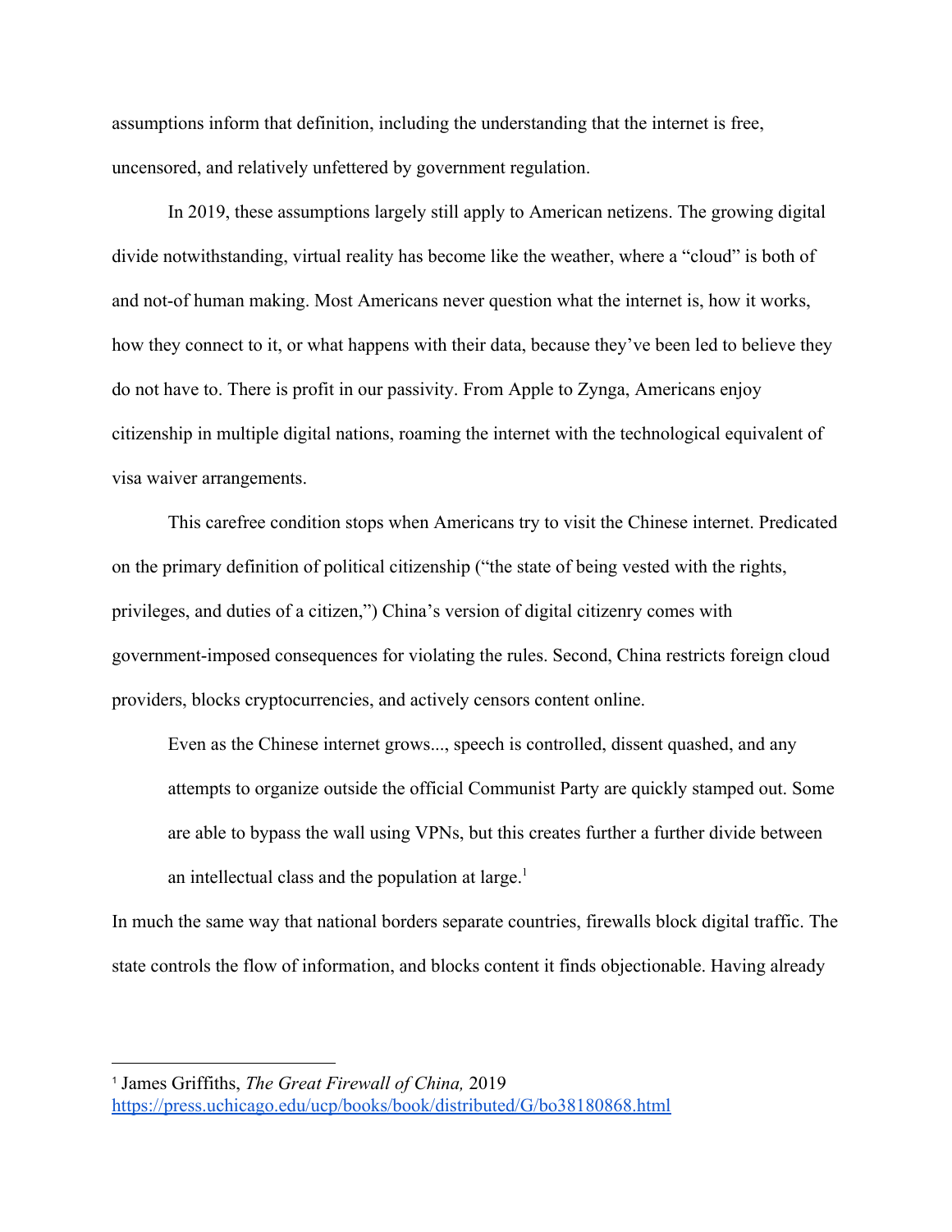assumptions inform that definition, including the understanding that the internet is free, uncensored, and relatively unfettered by government regulation.

In 2019, these assumptions largely still apply to American netizens. The growing digital divide notwithstanding, virtual reality has become like the weather, where a "cloud" is both of and not-of human making. Most Americans never question what the internet is, how it works, how they connect to it, or what happens with their data, because they've been led to believe they do not have to. There is profit in our passivity. From Apple to Zynga, Americans enjoy citizenship in multiple digital nations, roaming the internet with the technological equivalent of visa waiver arrangements.

This carefree condition stops when Americans try to visit the Chinese internet. Predicated on the primary definition of political citizenship ("the state of being vested with the rights, privileges, and duties of a citizen,") China's version of digital citizenry comes with government-imposed consequences for violating the rules. Second, China restricts foreign cloud providers, blocks cryptocurrencies, and actively censors content online.

> Even as the Chinese internet grows..., speech is controlled, dissent quashed, and any attempts to organize outside the official Communist Party are quickly stamped out. Some are able to bypass the wall using VPNs, but this creates further a further divide between an intellectual class and the population at large.[1]

In much the same way that national borders separate countries, firewalls block digital traffic. The state controls the flow of information, and blocks content it finds objectionable. Having already

---

[1] James Griffiths, *The Great Firewall of China,* 2019 https://press.uchicago.edu/ucp/books/book/distributed/G/bo38180868.html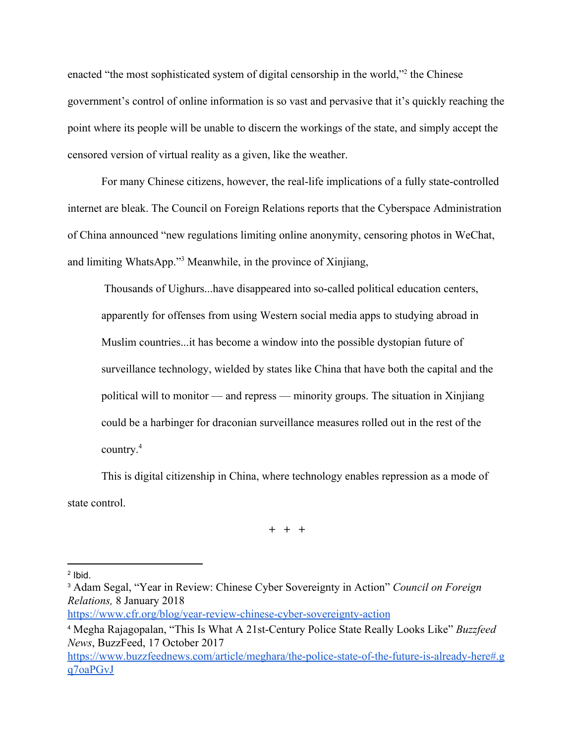enacted "the most sophisticated system of digital censorship in the world,"[2] the Chinese government's control of online information is so vast and pervasive that it's quickly reaching the point where its people will be unable to discern the workings of the state, and simply accept the censored version of virtual reality as a given, like the weather.

For many Chinese citizens, however, the real-life implications of a fully state-controlled internet are bleak. The Council on Foreign Relations reports that the Cyberspace Administration of China announced "new regulations limiting online anonymity, censoring photos in WeChat, and limiting WhatsApp."[3] Meanwhile, in the province of Xinjiang,

> Thousands of Uighurs...have disappeared into so-called political education centers, apparently for offenses from using Western social media apps to studying abroad in Muslim countries...it has become a window into the possible dystopian future of surveillance technology, wielded by states like China that have both the capital and the political will to monitor — and repress — minority groups. The situation in Xinjiang could be a harbinger for draconian surveillance measures rolled out in the rest of the country.[4]

This is digital citizenship in China, where technology enables repression as a mode of state control.

\+ + +

---

[2] Ibid.

[3] Adam Segal, "Year in Review: Chinese Cyber Sovereignty in Action" *Council on Foreign Relations,* 8 January 2018 https://www.cfr.org/blog/year-review-chinese-cyber-sovereignty-action

[4] Megha Rajagopalan, "This Is What A 21st-Century Police State Really Looks Like" *Buzzfeed News*, BuzzFeed, 17 October 2017 https://www.buzzfeednews.com/article/meghara/the-police-state-of-the-future-is-already-here#.gq7oaPGvJ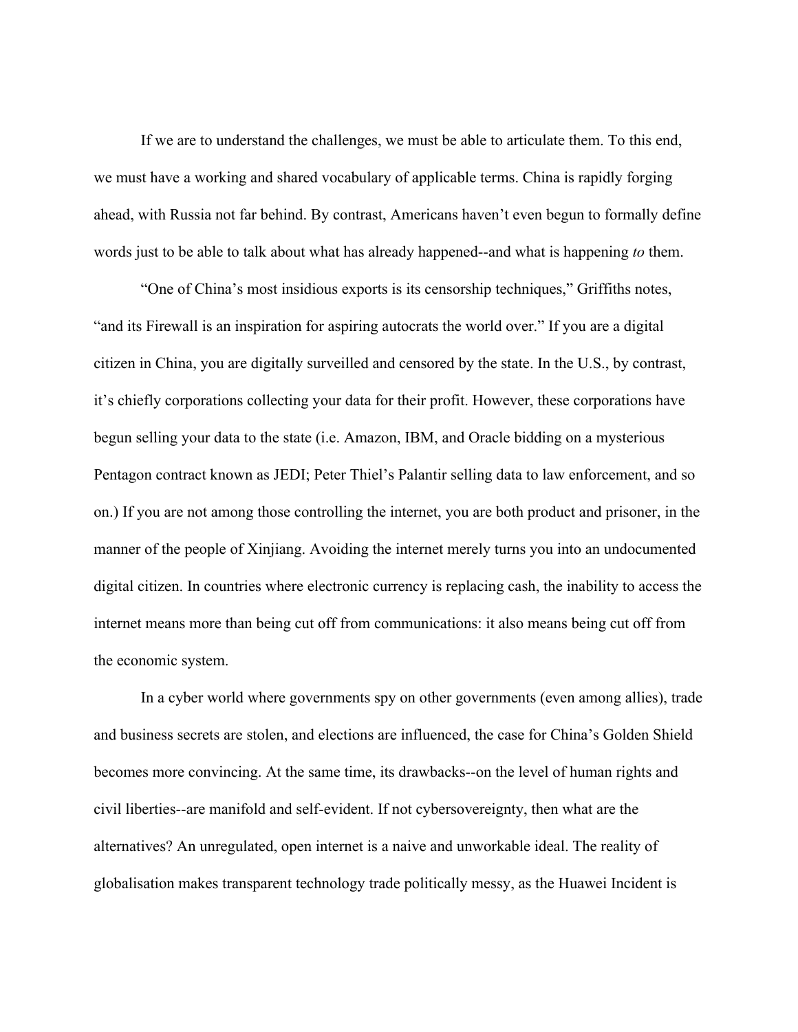If we are to understand the challenges, we must be able to articulate them. To this end, we must have a working and shared vocabulary of applicable terms. China is rapidly forging ahead, with Russia not far behind. By contrast, Americans haven't even begun to formally define words just to be able to talk about what has already happened--and what is happening *to* them.

"One of China's most insidious exports is its censorship techniques," Griffiths notes, "and its Firewall is an inspiration for aspiring autocrats the world over." If you are a digital citizen in China, you are digitally surveilled and censored by the state. In the U.S., by contrast, it's chiefly corporations collecting your data for their profit. However, these corporations have begun selling your data to the state (i.e. Amazon, IBM, and Oracle bidding on a mysterious Pentagon contract known as JEDI; Peter Thiel's Palantir selling data to law enforcement, and so on.) If you are not among those controlling the internet, you are both product and prisoner, in the manner of the people of Xinjiang. Avoiding the internet merely turns you into an undocumented digital citizen. In countries where electronic currency is replacing cash, the inability to access the internet means more than being cut off from communications: it also means being cut off from the economic system.

In a cyber world where governments spy on other governments (even among allies), trade and business secrets are stolen, and elections are influenced, the case for China's Golden Shield becomes more convincing. At the same time, its drawbacks--on the level of human rights and civil liberties--are manifold and self-evident. If not cybersovereignty, then what are the alternatives? An unregulated, open internet is a naive and unworkable ideal. The reality of globalisation makes transparent technology trade politically messy, as the Huawei Incident is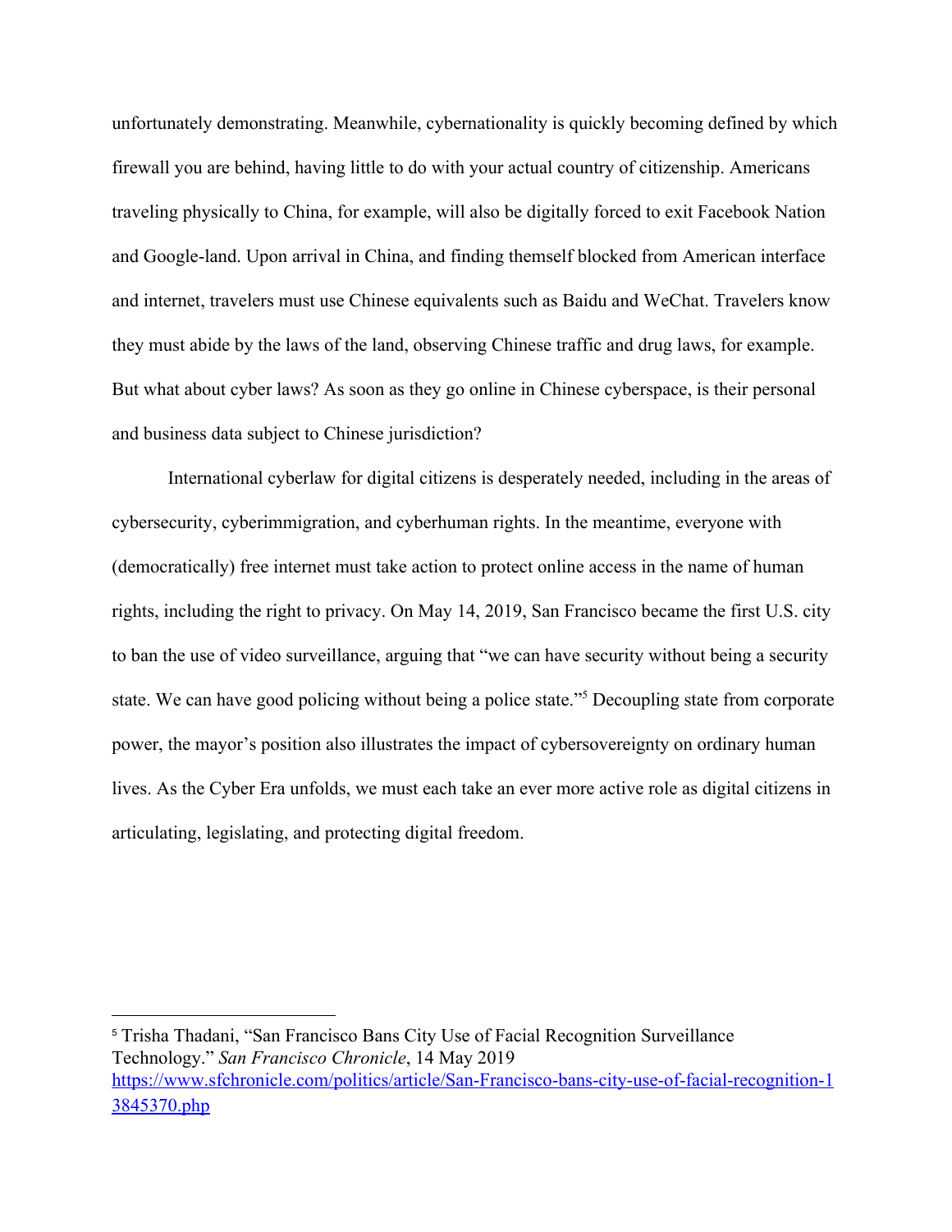unfortunately demonstrating. Meanwhile, cybernationality is quickly becoming defined by which firewall you are behind, having little to do with your actual country of citizenship. Americans traveling physically to China, for example, will also be digitally forced to exit Facebook Nation and Google-land. Upon arrival in China, and finding themself blocked from American interface and internet, travelers must use Chinese equivalents such as Baidu and WeChat. Travelers know they must abide by the laws of the land, observing Chinese traffic and drug laws, for example. But what about cyber laws? As soon as they go online in Chinese cyberspace, is their personal and business data subject to Chinese jurisdiction?

International cyberlaw for digital citizens is desperately needed, including in the areas of cybersecurity, cyberimmigration, and cyberhuman rights. In the meantime, everyone with (democratically) free internet must take action to protect online access in the name of human rights, including the right to privacy. On May 14, 2019, San Francisco became the first U.S. city to ban the use of video surveillance, arguing that "we can have security without being a security state. We can have good policing without being a police state."[5] Decoupling state from corporate power, the mayor's position also illustrates the impact of cybersovereignty on ordinary human lives. As the Cyber Era unfolds, we must each take an ever more active role as digital citizens in articulating, legislating, and protecting digital freedom.

---

[5] Trisha Thadani, "San Francisco Bans City Use of Facial Recognition Surveillance Technology." *San Francisco Chronicle*, 14 May 2019 https://www.sfchronicle.com/politics/article/San-Francisco-bans-city-use-of-facial-recognition-13845370.php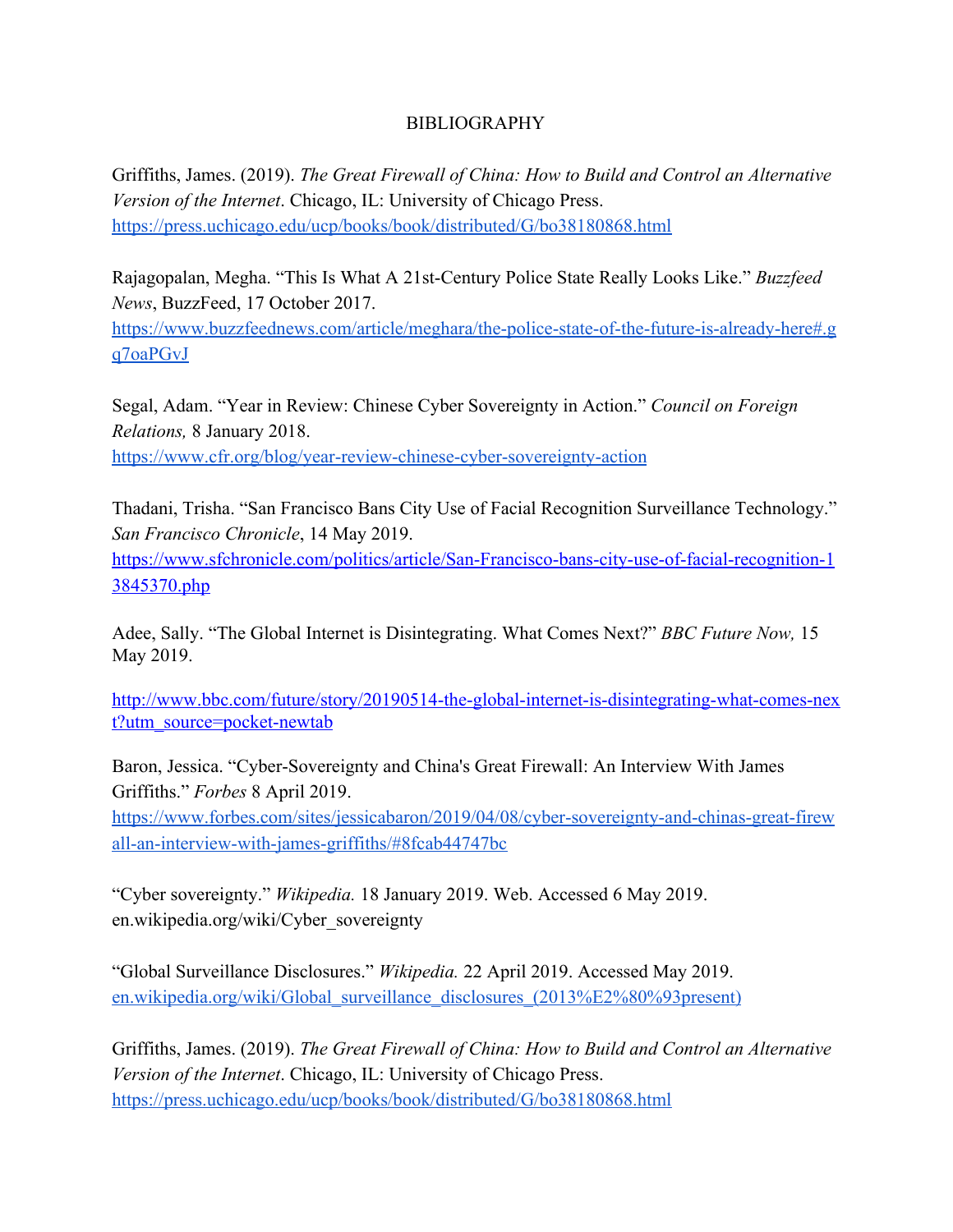# BIBLIOGRAPHY

Griffiths, James. (2019). *The Great Firewall of China: How to Build and Control an Alternative Version of the Internet*. Chicago, IL: University of Chicago Press. https://press.uchicago.edu/ucp/books/book/distributed/G/bo38180868.html

Rajagopalan, Megha. "This Is What A 21st-Century Police State Really Looks Like." *Buzzfeed News*, BuzzFeed, 17 October 2017. https://www.buzzfeednews.com/article/meghara/the-police-state-of-the-future-is-already-here#.gq7oaPGvJ

Segal, Adam. "Year in Review: Chinese Cyber Sovereignty in Action." *Council on Foreign Relations,* 8 January 2018. https://www.cfr.org/blog/year-review-chinese-cyber-sovereignty-action

Thadani, Trisha. "San Francisco Bans City Use of Facial Recognition Surveillance Technology." *San Francisco Chronicle*, 14 May 2019. https://www.sfchronicle.com/politics/article/San-Francisco-bans-city-use-of-facial-recognition-13845370.php

Adee, Sally. "The Global Internet is Disintegrating. What Comes Next?" *BBC Future Now,* 15 May 2019.

http://www.bbc.com/future/story/20190514-the-global-internet-is-disintegrating-what-comes-next?utm_source=pocket-newtab

Baron, Jessica. "Cyber-Sovereignty and China's Great Firewall: An Interview With James Griffiths." *Forbes* 8 April 2019. https://www.forbes.com/sites/jessicabaron/2019/04/08/cyber-sovereignty-and-chinas-great-firewall-an-interview-with-james-griffiths/#8fcab44747bc

"Cyber sovereignty." *Wikipedia.* 18 January 2019. Web. Accessed 6 May 2019. en.wikipedia.org/wiki/Cyber_sovereignty

"Global Surveillance Disclosures." *Wikipedia.* 22 April 2019. Accessed May 2019. en.wikipedia.org/wiki/Global_surveillance_disclosures_(2013%E2%80%93present)

Griffiths, James. (2019). *The Great Firewall of China: How to Build and Control an Alternative Version of the Internet*. Chicago, IL: University of Chicago Press. https://press.uchicago.edu/ucp/books/book/distributed/G/bo38180868.html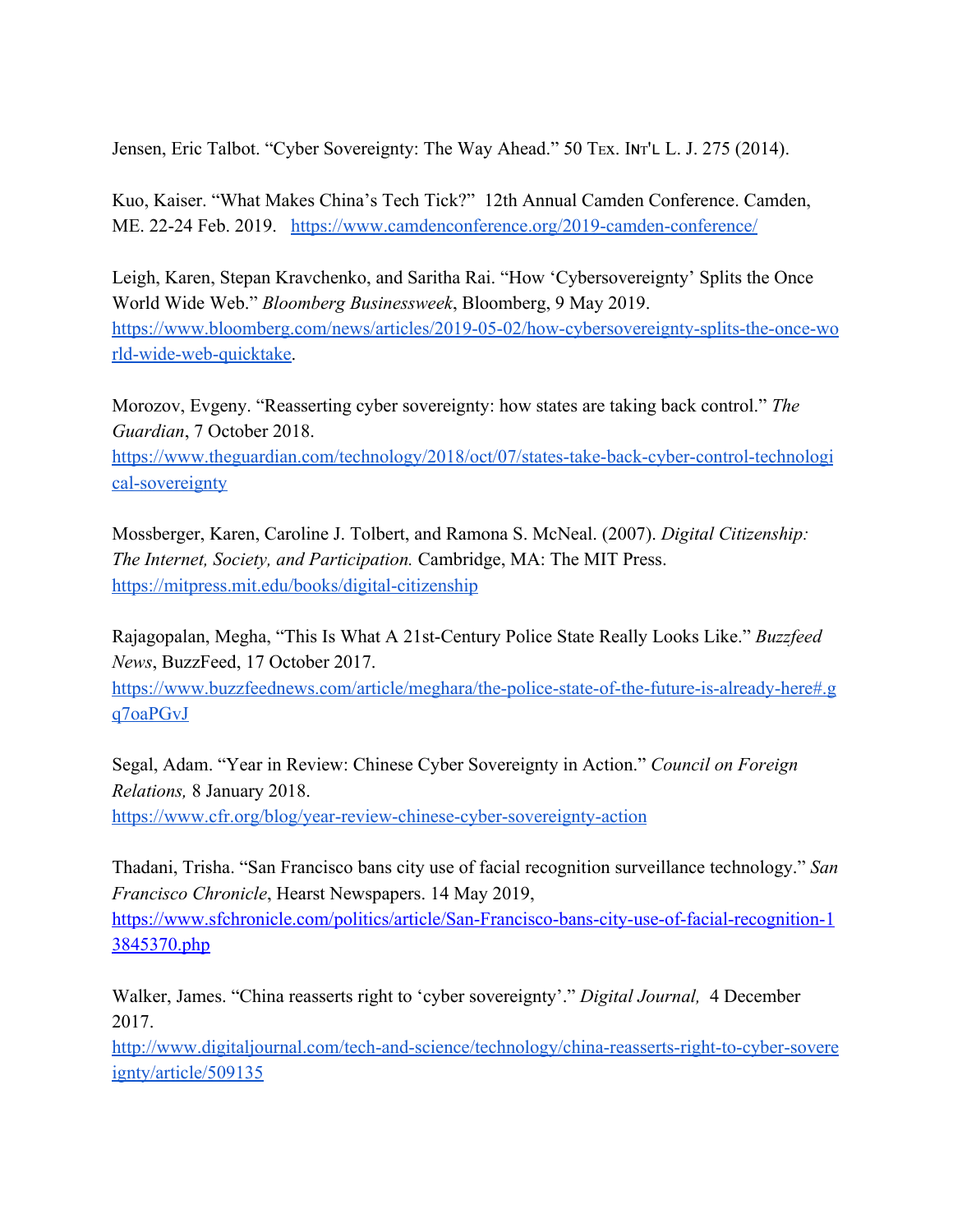Jensen, Eric Talbot. “Cyber Sovereignty: The Way Ahead.” 50 Tex. Int'l L. J. 275 (2014).

Kuo, Kaiser. “What Makes China’s Tech Tick?” 12th Annual Camden Conference. Camden, ME. 22-24 Feb. 2019. https://www.camdenconference.org/2019-camden-conference/

Leigh, Karen, Stepan Kravchenko, and Saritha Rai. “How ‘Cybersovereignty’ Splits the Once World Wide Web.” *Bloomberg Businessweek*, Bloomberg, 9 May 2019. https://www.bloomberg.com/news/articles/2019-05-02/how-cybersovereignty-splits-the-once-world-wide-web-quicktake.

Morozov, Evgeny. “Reasserting cyber sovereignty: how states are taking back control.” *The Guardian*, 7 October 2018. https://www.theguardian.com/technology/2018/oct/07/states-take-back-cyber-control-technological-sovereignty

Mossberger, Karen, Caroline J. Tolbert, and Ramona S. McNeal. (2007). *Digital Citizenship: The Internet, Society, and Participation.* Cambridge, MA: The MIT Press. https://mitpress.mit.edu/books/digital-citizenship

Rajagopalan, Megha, “This Is What A 21st-Century Police State Really Looks Like.” *Buzzfeed News*, BuzzFeed, 17 October 2017. https://www.buzzfeednews.com/article/meghara/the-police-state-of-the-future-is-already-here#.gq7oaPGvJ

Segal, Adam. “Year in Review: Chinese Cyber Sovereignty in Action.” *Council on Foreign Relations,* 8 January 2018. https://www.cfr.org/blog/year-review-chinese-cyber-sovereignty-action

Thadani, Trisha. “San Francisco bans city use of facial recognition surveillance technology.” *San Francisco Chronicle*, Hearst Newspapers. 14 May 2019, https://www.sfchronicle.com/politics/article/San-Francisco-bans-city-use-of-facial-recognition-13845370.php

Walker, James. “China reasserts right to ‘cyber sovereignty’.” *Digital Journal,* 4 December 2017. http://www.digitaljournal.com/tech-and-science/technology/china-reasserts-right-to-cyber-sovereignty/article/509135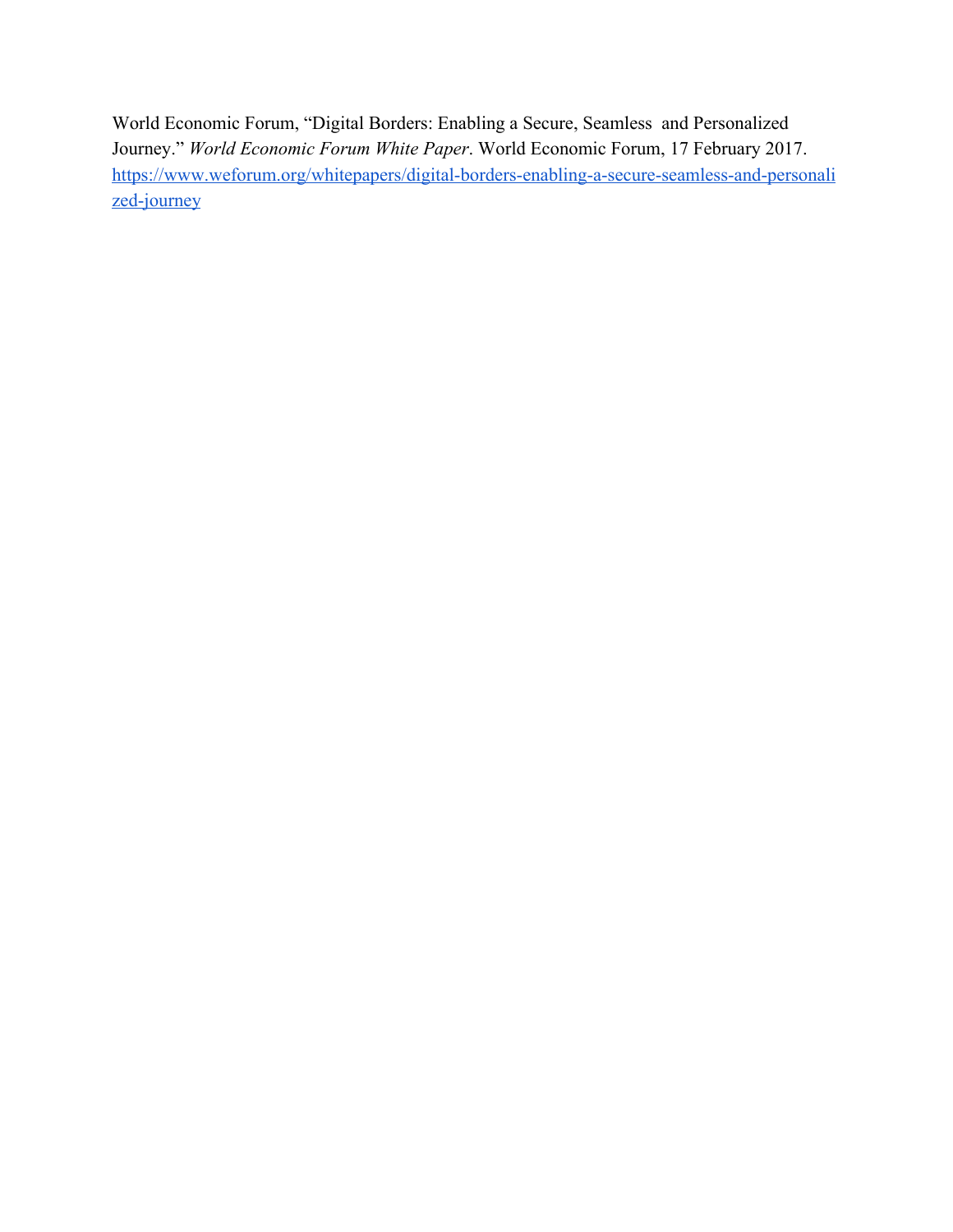World Economic Forum, "Digital Borders: Enabling a Secure, Seamless  and Personalized Journey." *World Economic Forum White Paper*. World Economic Forum, 17 February 2017. https://www.weforum.org/whitepapers/digital-borders-enabling-a-secure-seamless-and-personalized-journey